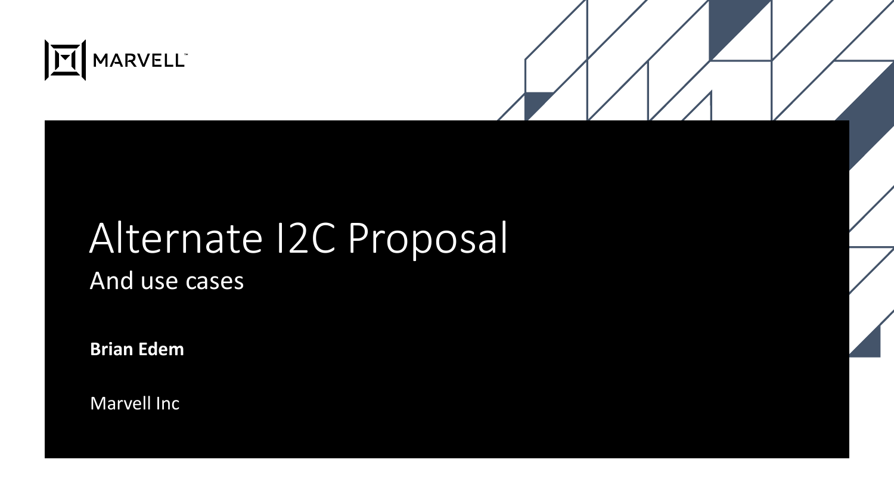MARVELL™

# Alternate I2C Proposal

## And use cases

**Brian Edem**

Marvell Inc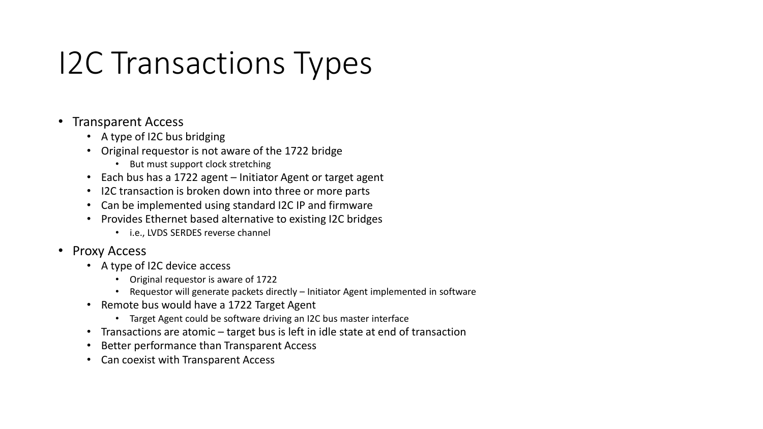# I2C Transactions Types

- Transparent Access
  - A type of I2C bus bridging
  - Original requestor is not aware of the 1722 bridge
    - But must support clock stretching
  - Each bus has a 1722 agent – Initiator Agent or target agent
  - I2C transaction is broken down into three or more parts
  - Can be implemented using standard I2C IP and firmware
  - Provides Ethernet based alternative to existing I2C bridges
    - i.e., LVDS SERDES reverse channel
- Proxy Access
  - A type of I2C device access
    - Original requestor is aware of 1722
    - Requestor will generate packets directly – Initiator Agent implemented in software
  - Remote bus would have a 1722 Target Agent
    - Target Agent could be software driving an I2C bus master interface
  - Transactions are atomic – target bus is left in idle state at end of transaction
  - Better performance than Transparent Access
  - Can coexist with Transparent Access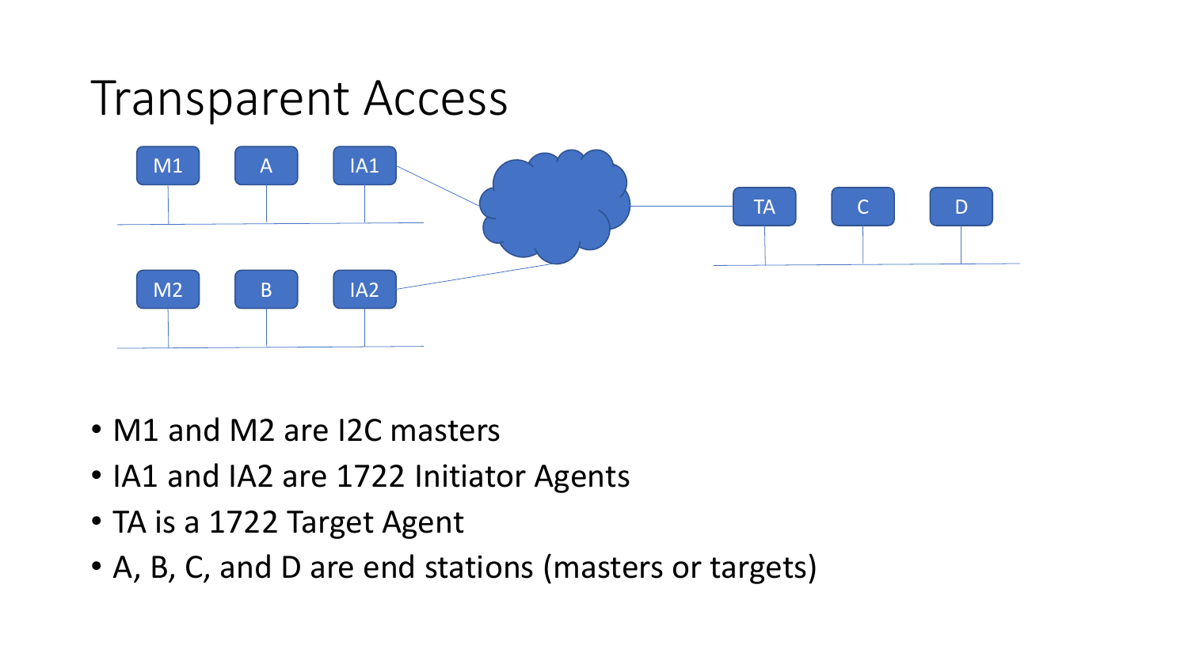# Transparent Access

- M1 and M2 are I2C masters
- IA1 and IA2 are 1722 Initiator Agents
- TA is a 1722 Target Agent
- A, B, C, and D are end stations (masters or targets)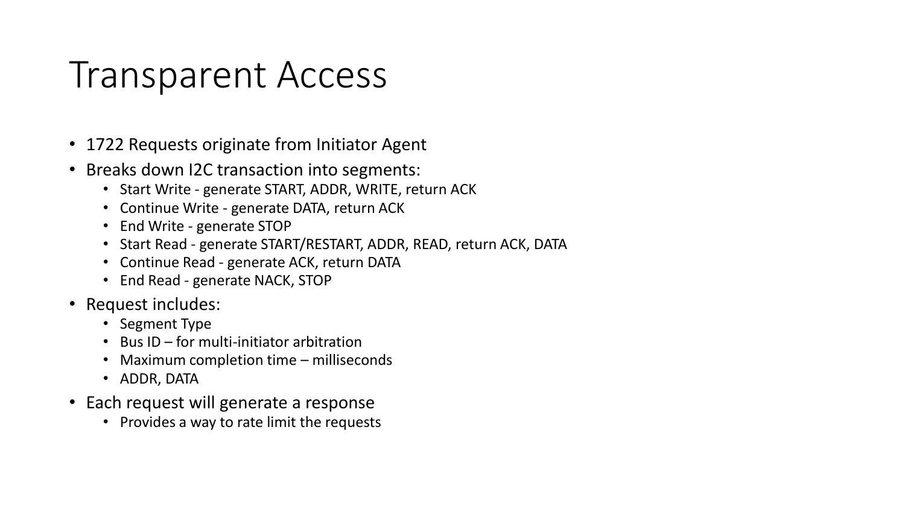# Transparent Access

- 1722 Requests originate from Initiator Agent
- Breaks down I2C transaction into segments:
  - Start Write - generate START, ADDR, WRITE, return ACK
  - Continue Write - generate DATA, return ACK
  - End Write - generate STOP
  - Start Read - generate START/RESTART, ADDR, READ, return ACK, DATA
  - Continue Read - generate ACK, return DATA
  - End Read - generate NACK, STOP
- Request includes:
  - Segment Type
  - Bus ID – for multi-initiator arbitration
  - Maximum completion time – milliseconds
  - ADDR, DATA
- Each request will generate a response
  - Provides a way to rate limit the requests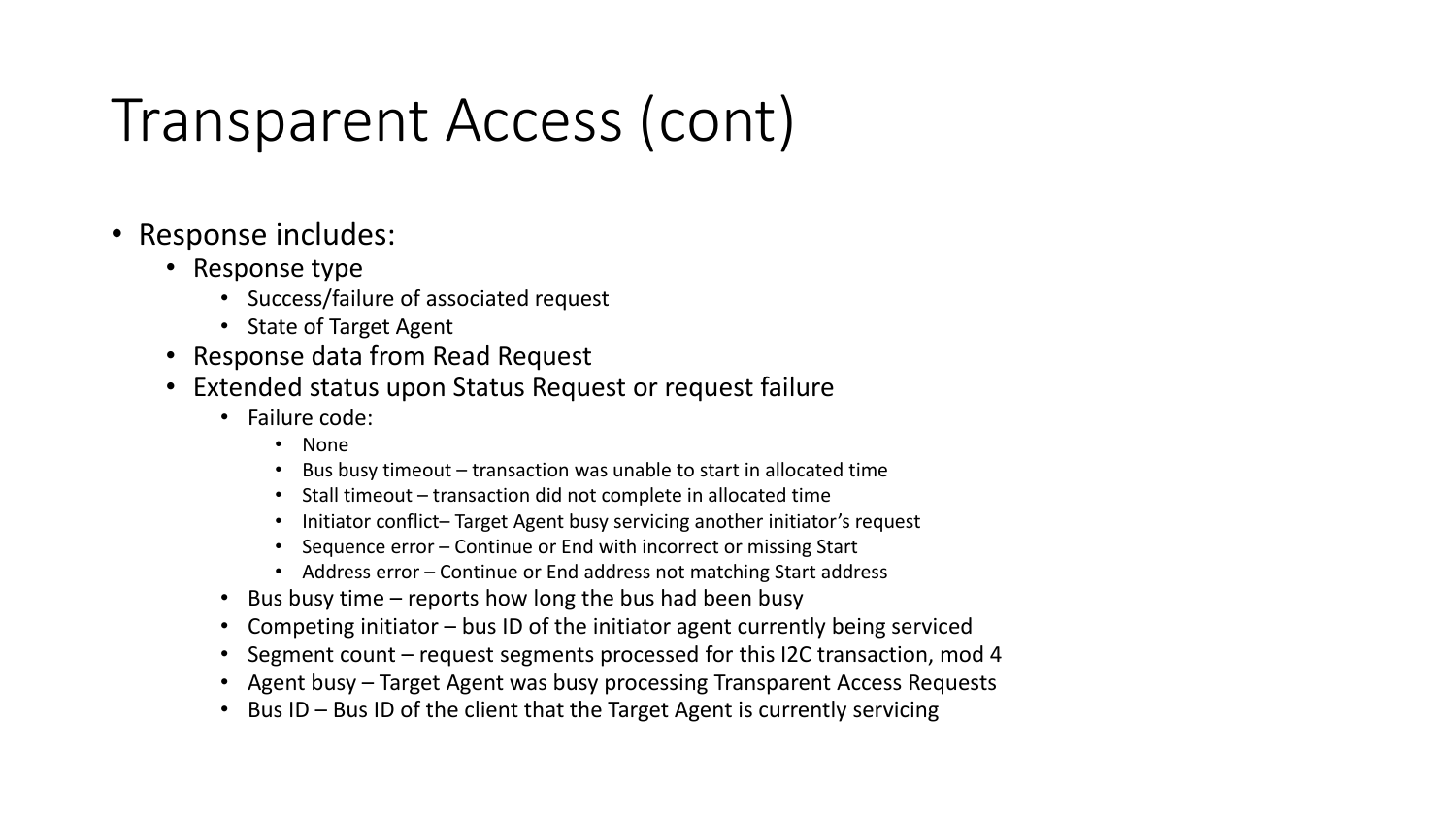# Transparent Access (cont)

- Response includes:
  - Response type
    - Success/failure of associated request
    - State of Target Agent
  - Response data from Read Request
  - Extended status upon Status Request or request failure
    - Failure code:
      - None
      - Bus busy timeout – transaction was unable to start in allocated time
      - Stall timeout – transaction did not complete in allocated time
      - Initiator conflict– Target Agent busy servicing another initiator's request
      - Sequence error – Continue or End with incorrect or missing Start
      - Address error – Continue or End address not matching Start address
    - Bus busy time – reports how long the bus had been busy
    - Competing initiator – bus ID of the initiator agent currently being serviced
    - Segment count – request segments processed for this I2C transaction, mod 4
    - Agent busy – Target Agent was busy processing Transparent Access Requests
    - Bus ID – Bus ID of the client that the Target Agent is currently servicing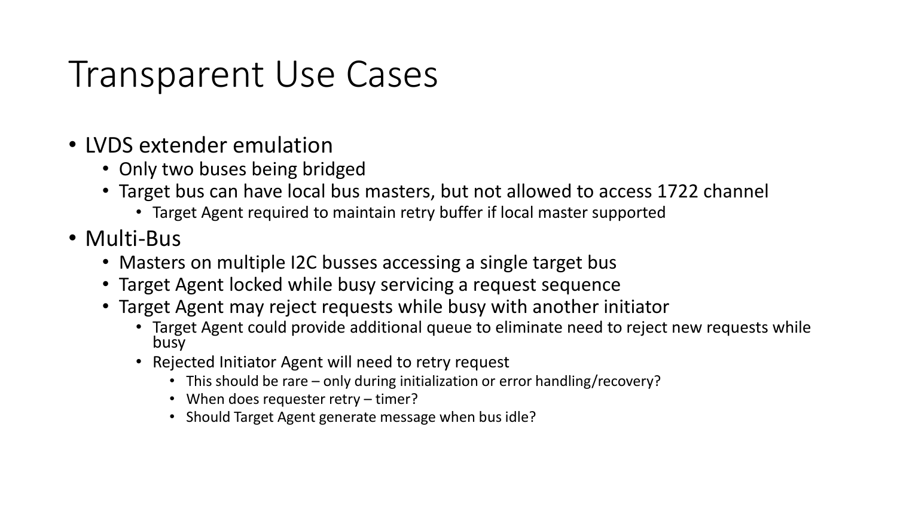# Transparent Use Cases

- LVDS extender emulation
  - Only two buses being bridged
  - Target bus can have local bus masters, but not allowed to access 1722 channel
    - Target Agent required to maintain retry buffer if local master supported
- Multi-Bus
  - Masters on multiple I2C busses accessing a single target bus
  - Target Agent locked while busy servicing a request sequence
  - Target Agent may reject requests while busy with another initiator
    - Target Agent could provide additional queue to eliminate need to reject new requests while busy
    - Rejected Initiator Agent will need to retry request
      - This should be rare – only during initialization or error handling/recovery?
      - When does requester retry – timer?
      - Should Target Agent generate message when bus idle?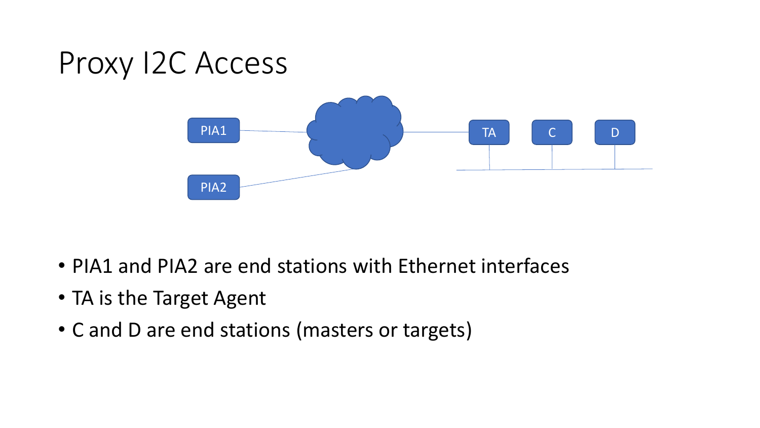# Proxy I2C Access

- PIA1 and PIA2 are end stations with Ethernet interfaces
- TA is the Target Agent
- C and D are end stations (masters or targets)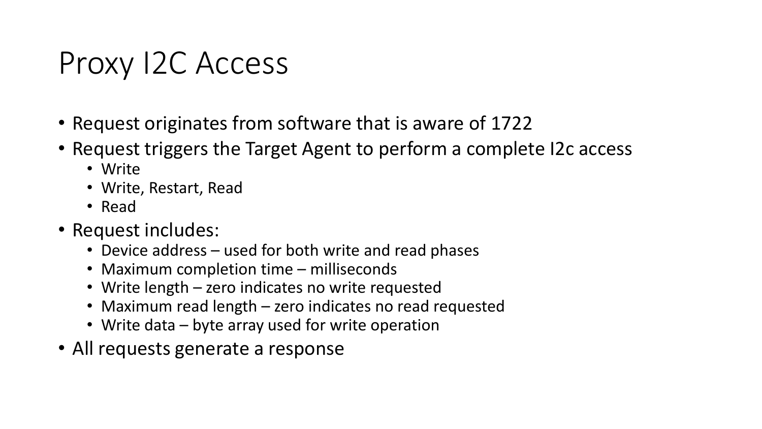# Proxy I2C Access

- Request originates from software that is aware of 1722
- Request triggers the Target Agent to perform a complete I2c access
  - Write
  - Write, Restart, Read
  - Read
- Request includes:
  - Device address – used for both write and read phases
  - Maximum completion time – milliseconds
  - Write length – zero indicates no write requested
  - Maximum read length – zero indicates no read requested
  - Write data – byte array used for write operation
- All requests generate a response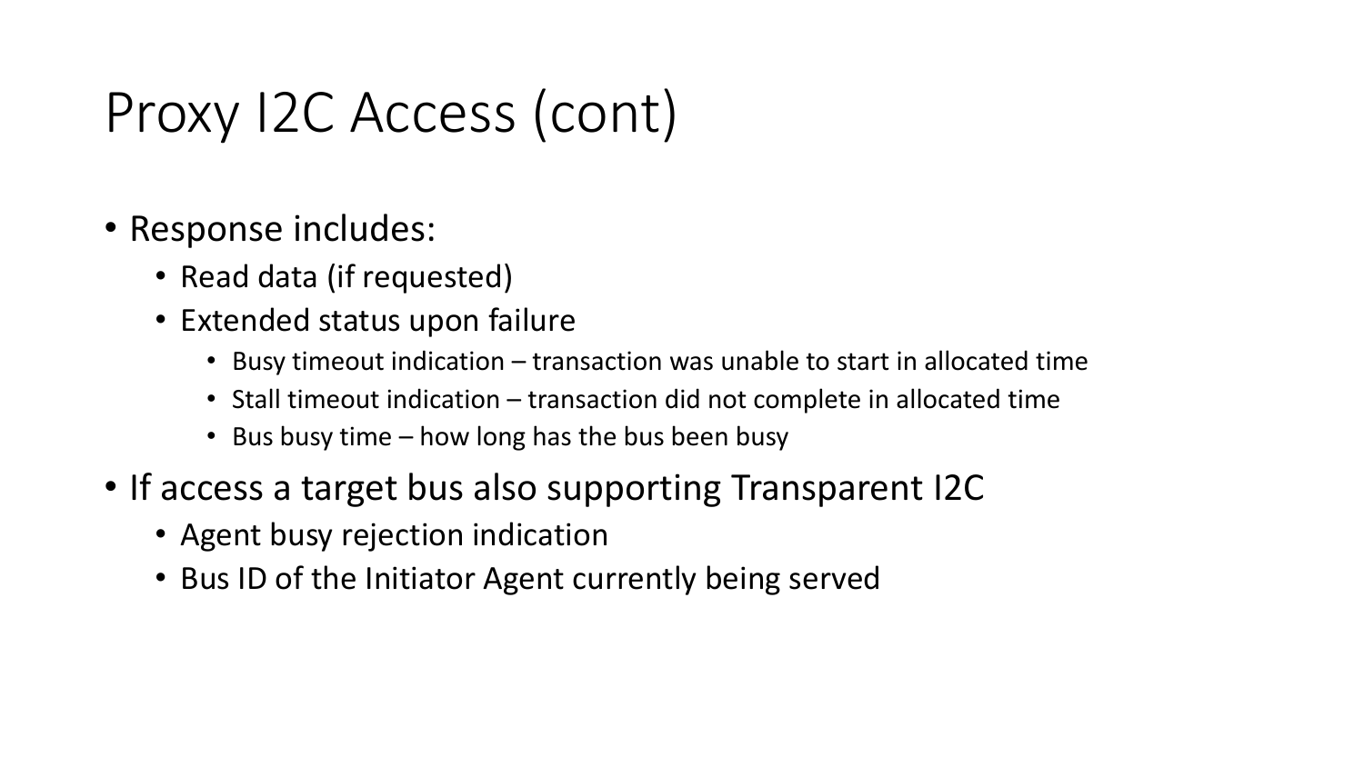# Proxy I2C Access (cont)

- Response includes:
  - Read data (if requested)
  - Extended status upon failure
    - Busy timeout indication – transaction was unable to start in allocated time
    - Stall timeout indication – transaction did not complete in allocated time
    - Bus busy time – how long has the bus been busy
- If access a target bus also supporting Transparent I2C
  - Agent busy rejection indication
  - Bus ID of the Initiator Agent currently being served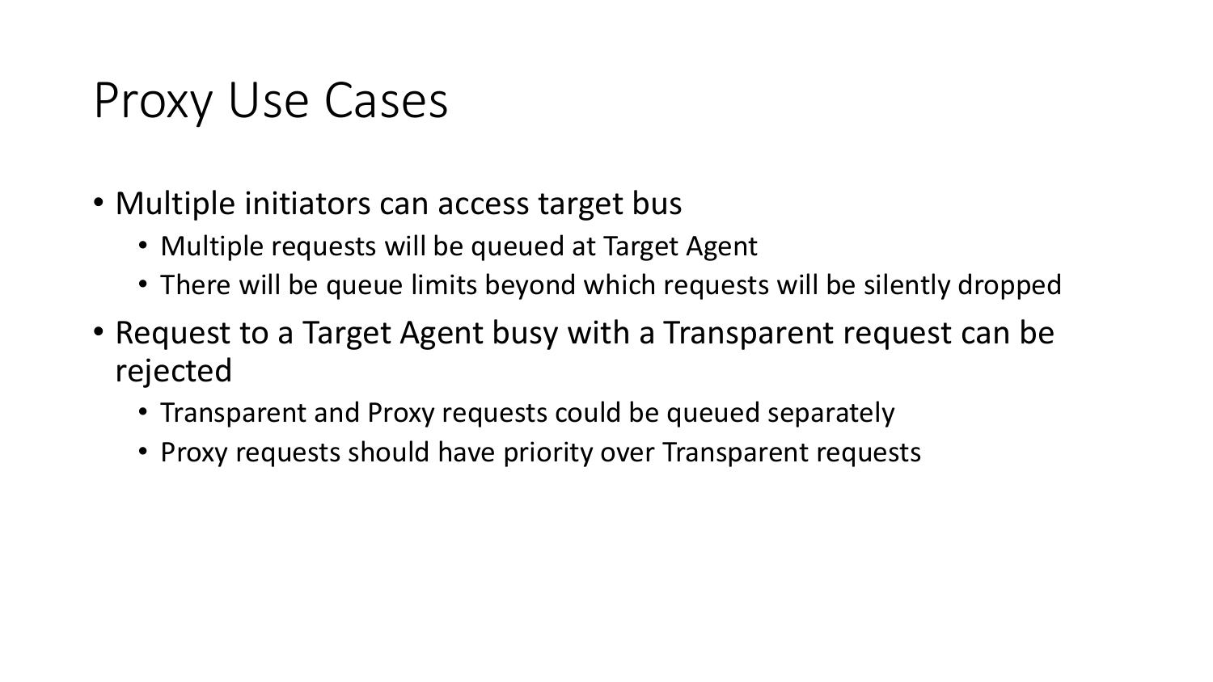# Proxy Use Cases

- Multiple initiators can access target bus
  - Multiple requests will be queued at Target Agent
  - There will be queue limits beyond which requests will be silently dropped
- Request to a Target Agent busy with a Transparent request can be rejected
  - Transparent and Proxy requests could be queued separately
  - Proxy requests should have priority over Transparent requests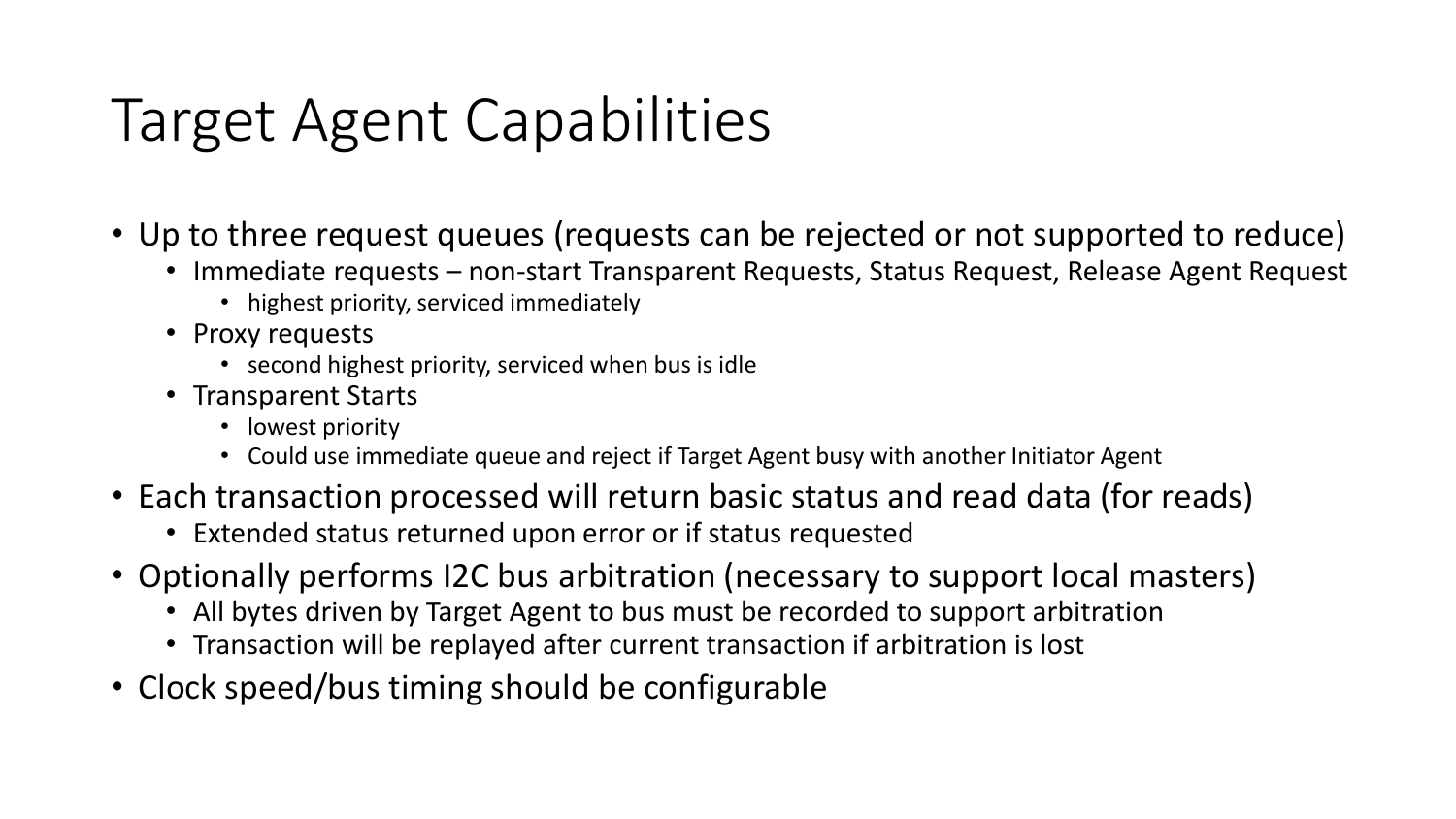# Target Agent Capabilities

- Up to three request queues (requests can be rejected or not supported to reduce)
  - Immediate requests – non-start Transparent Requests, Status Request, Release Agent Request
    - highest priority, serviced immediately
  - Proxy requests
    - second highest priority, serviced when bus is idle
  - Transparent Starts
    - lowest priority
    - Could use immediate queue and reject if Target Agent busy with another Initiator Agent
- Each transaction processed will return basic status and read data (for reads)
  - Extended status returned upon error or if status requested
- Optionally performs I2C bus arbitration (necessary to support local masters)
  - All bytes driven by Target Agent to bus must be recorded to support arbitration
  - Transaction will be replayed after current transaction if arbitration is lost
- Clock speed/bus timing should be configurable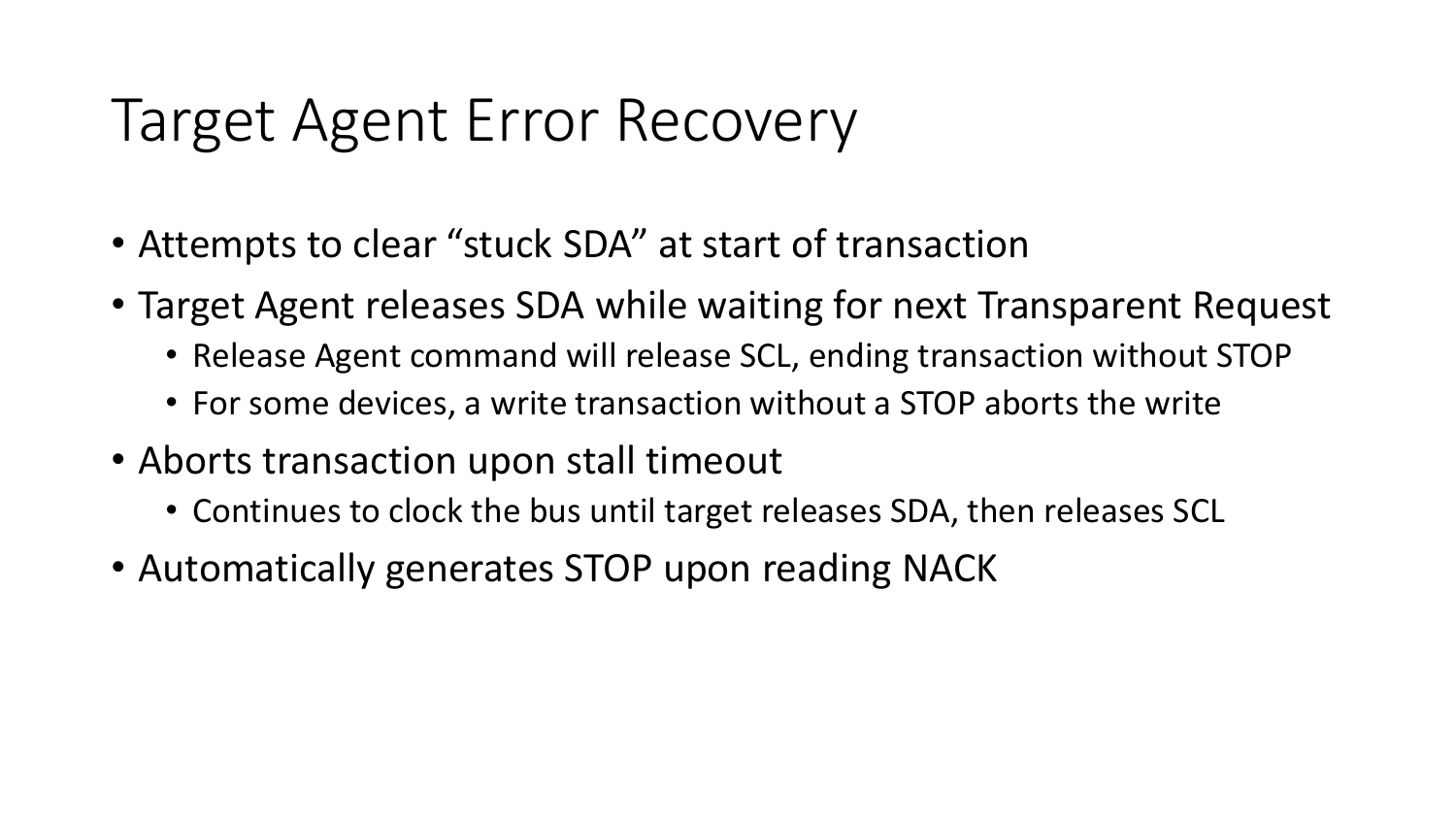# Target Agent Error Recovery

- Attempts to clear “stuck SDA” at start of transaction
- Target Agent releases SDA while waiting for next Transparent Request
  - Release Agent command will release SCL, ending transaction without STOP
  - For some devices, a write transaction without a STOP aborts the write
- Aborts transaction upon stall timeout
  - Continues to clock the bus until target releases SDA, then releases SCL
- Automatically generates STOP upon reading NACK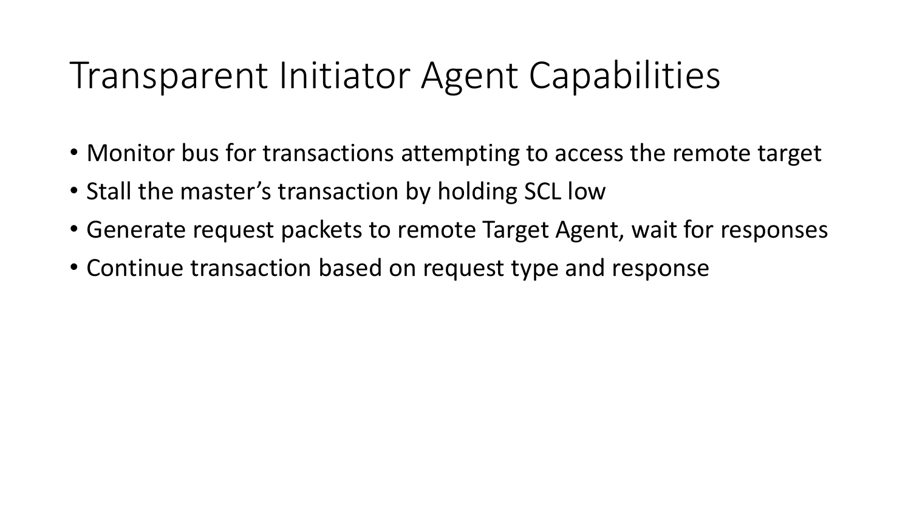# Transparent Initiator Agent Capabilities

- Monitor bus for transactions attempting to access the remote target
- Stall the master’s transaction by holding SCL low
- Generate request packets to remote Target Agent, wait for responses
- Continue transaction based on request type and response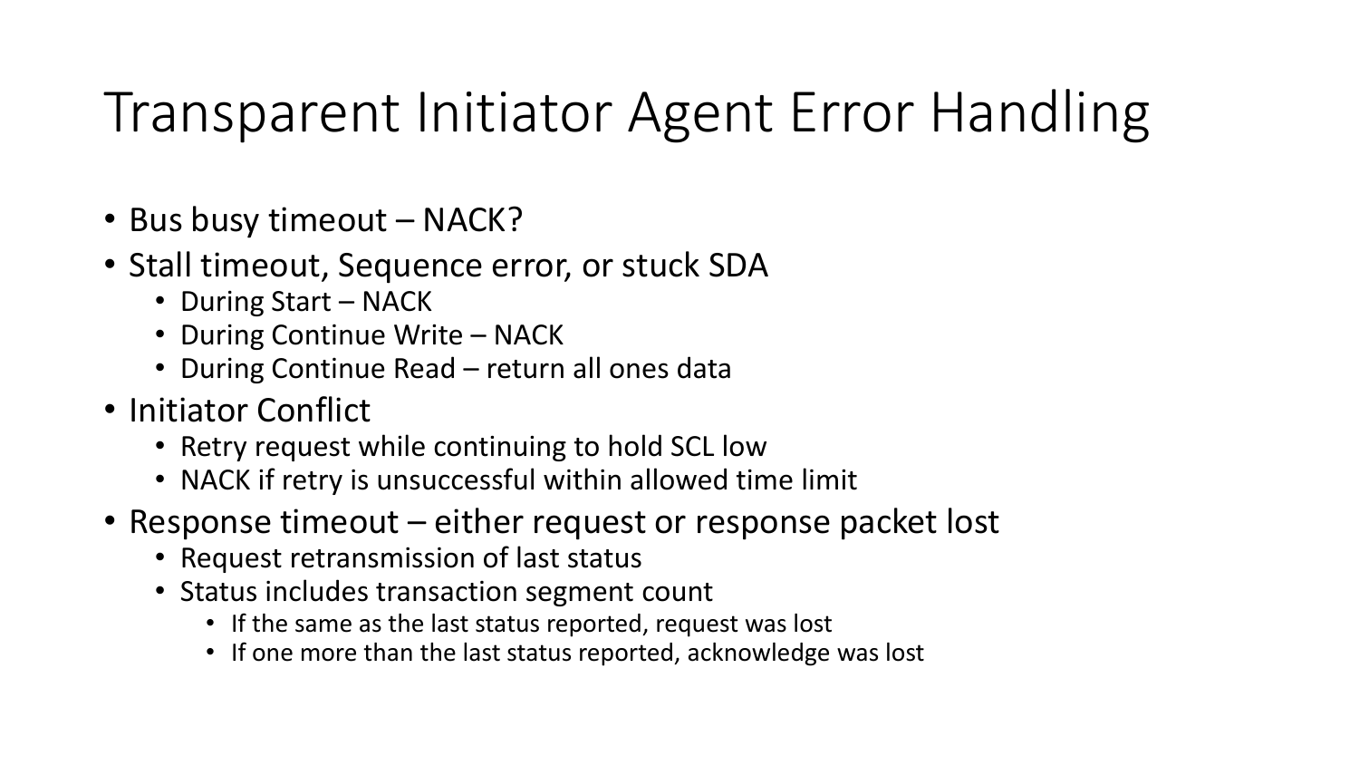# Transparent Initiator Agent Error Handling

- Bus busy timeout – NACK?
- Stall timeout, Sequence error, or stuck SDA
  - During Start – NACK
  - During Continue Write – NACK
  - During Continue Read – return all ones data
- Initiator Conflict
  - Retry request while continuing to hold SCL low
  - NACK if retry is unsuccessful within allowed time limit
- Response timeout – either request or response packet lost
  - Request retransmission of last status
  - Status includes transaction segment count
    - If the same as the last status reported, request was lost
    - If one more than the last status reported, acknowledge was lost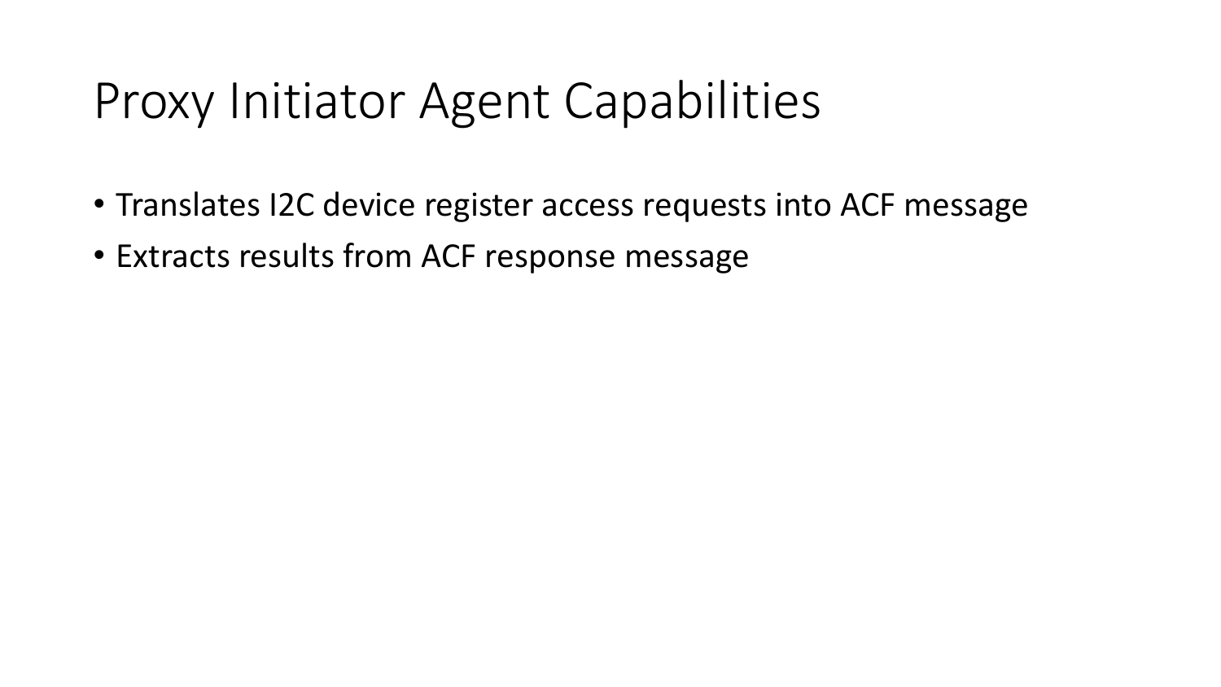# Proxy Initiator Agent Capabilities

- Translates I2C device register access requests into ACF message
- Extracts results from ACF response message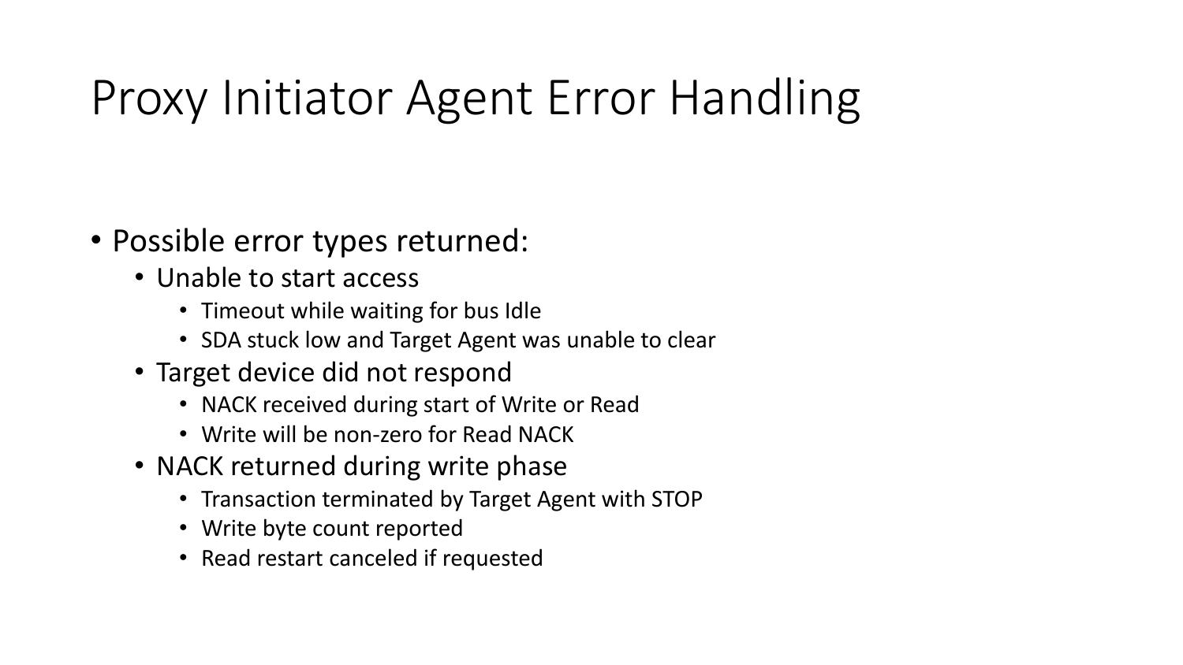# Proxy Initiator Agent Error Handling

- Possible error types returned:
  - Unable to start access
    - Timeout while waiting for bus Idle
    - SDA stuck low and Target Agent was unable to clear
  - Target device did not respond
    - NACK received during start of Write or Read
    - Write will be non-zero for Read NACK
  - NACK returned during write phase
    - Transaction terminated by Target Agent with STOP
    - Write byte count reported
    - Read restart canceled if requested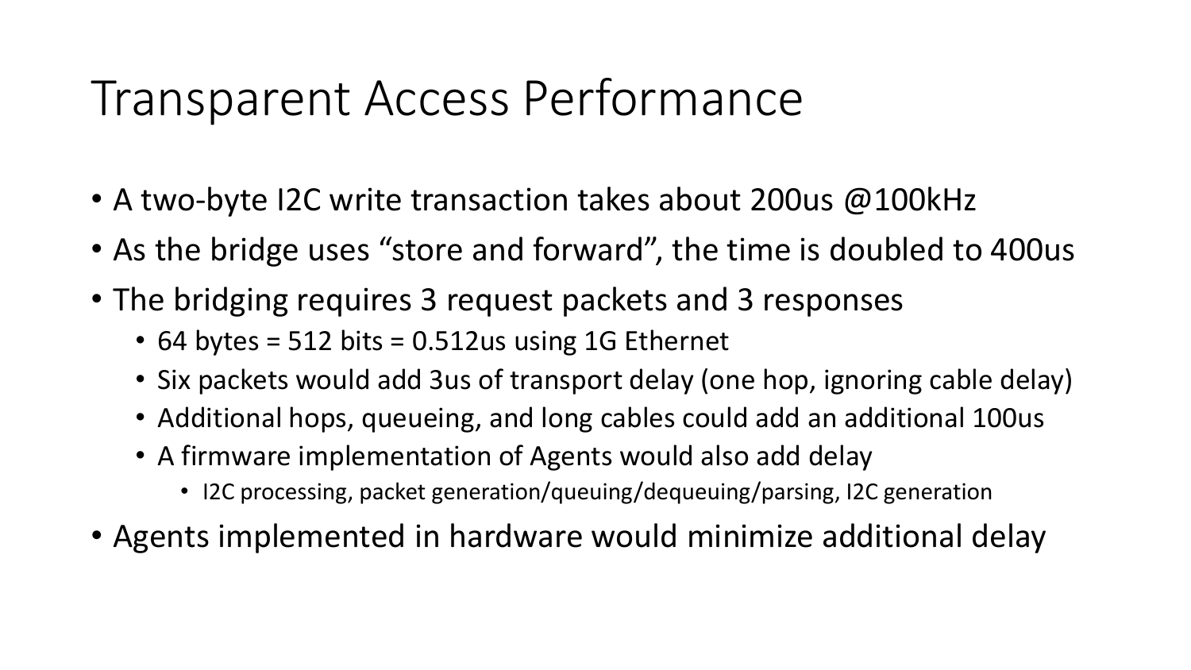# Transparent Access Performance

- A two-byte I2C write transaction takes about 200us @100kHz
- As the bridge uses "store and forward", the time is doubled to 400us
- The bridging requires 3 request packets and 3 responses
  - 64 bytes = 512 bits = 0.512us using 1G Ethernet
  - Six packets would add 3us of transport delay (one hop, ignoring cable delay)
  - Additional hops, queueing, and long cables could add an additional 100us
  - A firmware implementation of Agents would also add delay
    - I2C processing, packet generation/queuing/dequeuing/parsing, I2C generation
- Agents implemented in hardware would minimize additional delay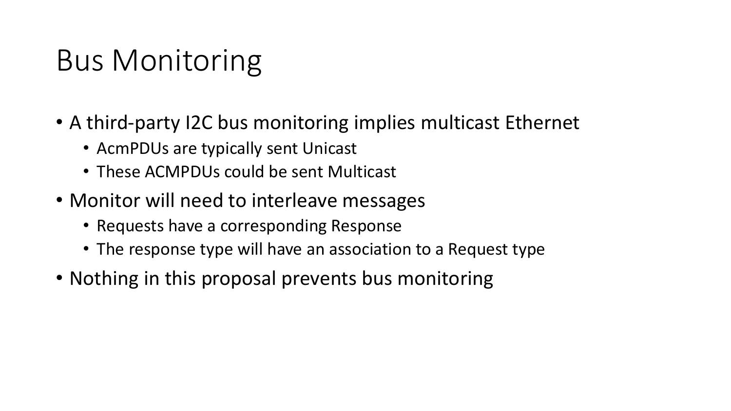# Bus Monitoring

- A third-party I2C bus monitoring implies multicast Ethernet
  - AcmPDUs are typically sent Unicast
  - These ACMPDUs could be sent Multicast
- Monitor will need to interleave messages
  - Requests have a corresponding Response
  - The response type will have an association to a Request type
- Nothing in this proposal prevents bus monitoring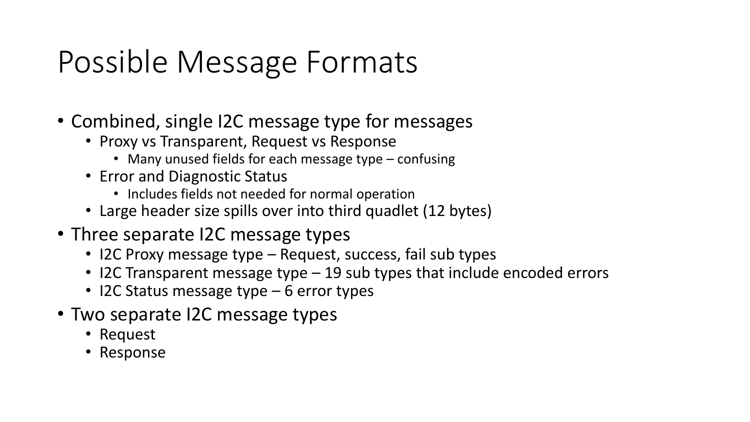# Possible Message Formats

- Combined, single I2C message type for messages
  - Proxy vs Transparent, Request vs Response
    - Many unused fields for each message type – confusing
  - Error and Diagnostic Status
    - Includes fields not needed for normal operation
  - Large header size spills over into third quadlet (12 bytes)
- Three separate I2C message types
  - I2C Proxy message type – Request, success, fail sub types
  - I2C Transparent message type – 19 sub types that include encoded errors
  - I2C Status message type – 6 error types
- Two separate I2C message types
  - Request
  - Response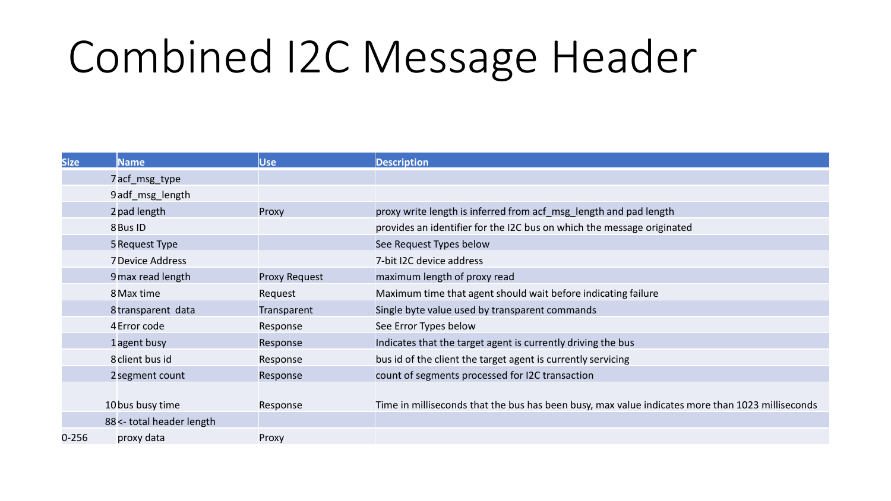# Combined I2C Message Header

| Size | Name | Use | Description |
|---|---|---|---|
| 7 | acf_msg_type | | |
| 9 | adf_msg_length | | |
| 2 | pad length | Proxy | proxy write length is inferred from acf_msg_length and pad length |
| 8 | Bus ID | | provides an identifier for the I2C bus on which the message originated |
| 5 | Request Type | | See Request Types below |
| 7 | Device Address | | 7-bit I2C device address |
| 9 | max read length | Proxy Request | maximum length of proxy read |
| 8 | Max time | Request | Maximum time that agent should wait before indicating failure |
| 8 | transparent data | Transparent | Single byte value used by transparent commands |
| 4 | Error code | Response | See Error Types below |
| 1 | agent busy | Response | Indicates that the target agent is currently driving the bus |
| 8 | client bus id | Response | bus id of the client the target agent is currently servicing |
| 2 | segment count | Response | count of segments processed for I2C transaction |
| 10 | bus busy time | Response | Time in milliseconds that the bus has been busy, max value indicates more than 1023 milliseconds |
| 88 | <- total header length | | |
| 0-256 | proxy data | Proxy | |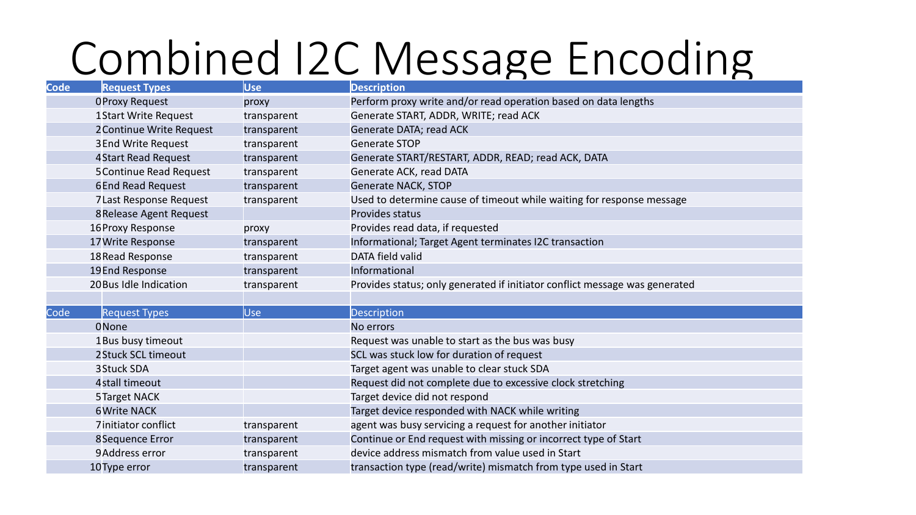# Combined I2C Message Encoding

| Code | Request Types | Use | Description |
|---|---|---|---|
| 0 | Proxy Request | proxy | Perform proxy write and/or read operation based on data lengths |
| 1 | Start Write Request | transparent | Generate START, ADDR, WRITE; read ACK |
| 2 | Continue Write Request | transparent | Generate DATA; read ACK |
| 3 | End Write Request | transparent | Generate STOP |
| 4 | Start Read Request | transparent | Generate START/RESTART, ADDR, READ; read ACK, DATA |
| 5 | Continue Read Request | transparent | Generate ACK, read DATA |
| 6 | End Read Request | transparent | Generate NACK, STOP |
| 7 | Last Response Request | transparent | Used to determine cause of timeout while waiting for response message |
| 8 | Release Agent Request | | Provides status |
| 16 | Proxy Response | proxy | Provides read data, if requested |
| 17 | Write Response | transparent | Informational; Target Agent terminates I2C transaction |
| 18 | Read Response | transparent | DATA field valid |
| 19 | End Response | transparent | Informational |
| 20 | Bus Idle Indication | transparent | Provides status; only generated if initiator conflict message was generated |

| Code | Request Types | Use | Description |
|---|---|---|---|
| 0 | None | | No errors |
| 1 | Bus busy timeout | | Request was unable to start as the bus was busy |
| 2 | Stuck SCL timeout | | SCL was stuck low for duration of request |
| 3 | Stuck SDA | | Target agent was unable to clear stuck SDA |
| 4 | stall timeout | | Request did not complete due to excessive clock stretching |
| 5 | Target NACK | | Target device did not respond |
| 6 | Write NACK | | Target device responded with NACK while writing |
| 7 | initiator conflict | transparent | agent was busy servicing a request for another initiator |
| 8 | Sequence Error | transparent | Continue or End request with missing or incorrect type of Start |
| 9 | Address error | transparent | device address mismatch from value used in Start |
| 10 | Type error | transparent | transaction type (read/write) mismatch from type used in Start |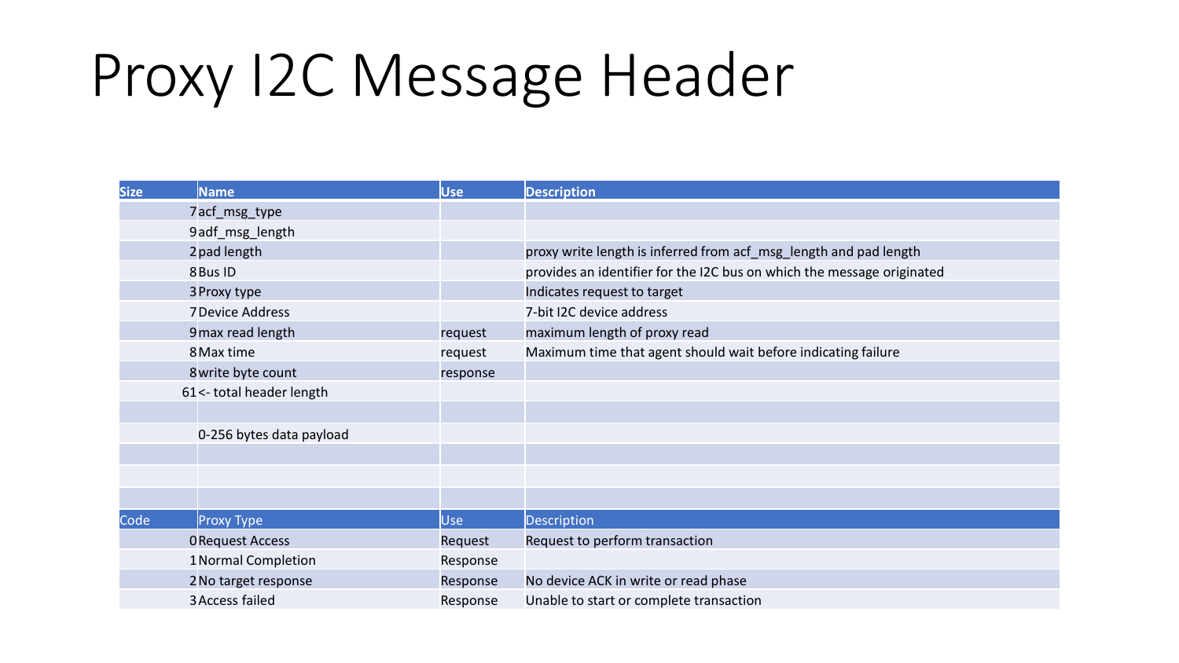# Proxy I2C Message Header

| Size | Name | Use | Description |
|---|---|---|---|
| 7 | acf_msg_type | | |
| 9 | adf_msg_length | | |
| 2 | pad length | | proxy write length is inferred from acf_msg_length and pad length |
| 8 | Bus ID | | provides an identifier for the I2C bus on which the message originated |
| 3 | Proxy type | | Indicates request to target |
| 7 | Device Address | | 7-bit I2C device address |
| 9 | max read length | request | maximum length of proxy read |
| 8 | Max time | request | Maximum time that agent should wait before indicating failure |
| 8 | write byte count | response | |
| 61 | <- total header length | | |
| | | | |
| | 0-256 bytes data payload | | |
| | | | |
| | | | |
| | | | |

| Code | Proxy Type | Use | Description |
|---|---|---|---|
| 0 | Request Access | Request | Request to perform transaction |
| 1 | Normal Completion | Response | |
| 2 | No target response | Response | No device ACK in write or read phase |
| 3 | Access failed | Response | Unable to start or complete transaction |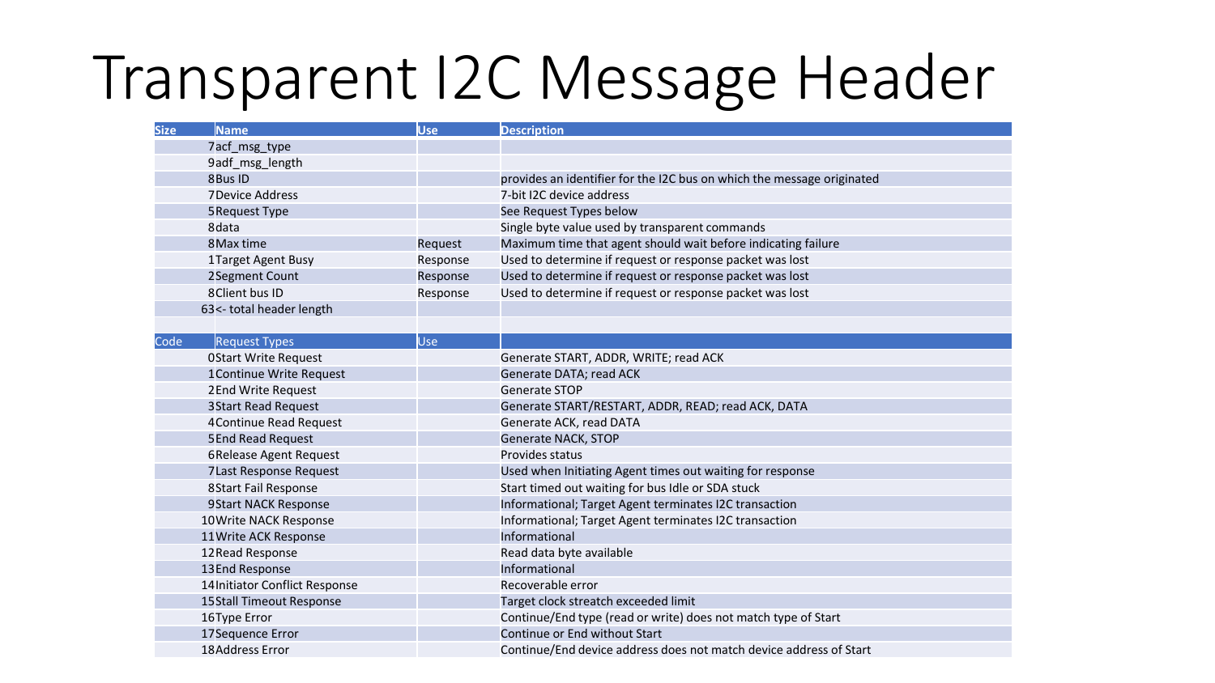# Transparent I2C Message Header

| Size | Name | Use | Description |
|---|---|---|---|
| 7 | acf_msg_type | | |
| 9 | adf_msg_length | | |
| 8 | Bus ID | | provides an identifier for the I2C bus on which the message originated |
| 7 | Device Address | | 7-bit I2C device address |
| 5 | Request Type | | See Request Types below |
| 8 | data | | Single byte value used by transparent commands |
| 8 | Max time | Request | Maximum time that agent should wait before indicating failure |
| 1 | Target Agent Busy | Response | Used to determine if request or response packet was lost |
| 2 | Segment Count | Response | Used to determine if request or response packet was lost |
| 8 | Client bus ID | Response | Used to determine if request or response packet was lost |
| 63 | <- total header length | | |

| Code | Request Types | Use | |
|---|---|---|---|
| 0 | Start Write Request | | Generate START, ADDR, WRITE; read ACK |
| 1 | Continue Write Request | | Generate DATA; read ACK |
| 2 | End Write Request | | Generate STOP |
| 3 | Start Read Request | | Generate START/RESTART, ADDR, READ; read ACK, DATA |
| 4 | Continue Read Request | | Generate ACK, read DATA |
| 5 | End Read Request | | Generate NACK, STOP |
| 6 | Release Agent Request | | Provides status |
| 7 | Last Response Request | | Used when Initiating Agent times out waiting for response |
| 8 | Start Fail Response | | Start timed out waiting for bus Idle or SDA stuck |
| 9 | Start NACK Response | | Informational; Target Agent terminates I2C transaction |
| 10 | Write NACK Response | | Informational; Target Agent terminates I2C transaction |
| 11 | Write ACK Response | | Informational |
| 12 | Read Response | | Read data byte available |
| 13 | End Response | | Informational |
| 14 | Initiator Conflict Response | | Recoverable error |
| 15 | Stall Timeout Response | | Target clock streatch exceeded limit |
| 16 | Type Error | | Continue/End type (read or write) does not match type of Start |
| 17 | Sequence Error | | Continue or End without Start |
| 18 | Address Error | | Continue/End device address does not match device address of Start |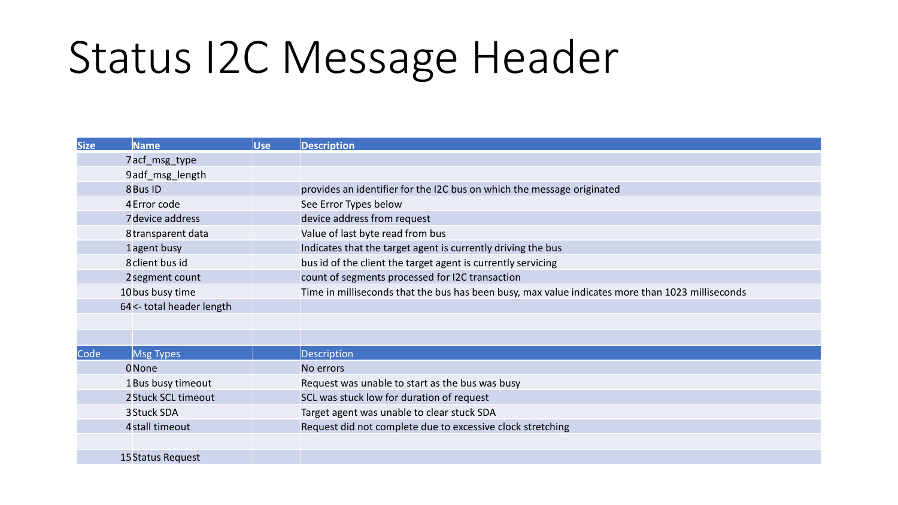# Status I2C Message Header

| Size | Name | Use | Description |
|---|---|---|---|
| 7 | acf_msg_type | | |
| 9 | adf_msg_length | | |
| 8 | Bus ID | | provides an identifier for the I2C bus on which the message originated |
| 4 | Error code | | See Error Types below |
| 7 | device address | | device address from request |
| 8 | transparent data | | Value of last byte read from bus |
| 1 | agent busy | | Indicates that the target agent is currently driving the bus |
| 8 | client bus id | | bus id of the client the target agent is currently servicing |
| 2 | segment count | | count of segments processed for I2C transaction |
| 10 | bus busy time | | Time in milliseconds that the bus has been busy, max value indicates more than 1023 milliseconds |
| 64 | <- total header length | | |
| | | | |
| | | | |
| **Code** | **Msg Types** | | **Description** |
| 0 | None | | No errors |
| 1 | Bus busy timeout | | Request was unable to start as the bus was busy |
| 2 | Stuck SCL timeout | | SCL was stuck low for duration of request |
| 3 | Stuck SDA | | Target agent was unable to clear stuck SDA |
| 4 | stall timeout | | Request did not complete due to excessive clock stretching |
| | | | |
| 15 | Status Request | | |